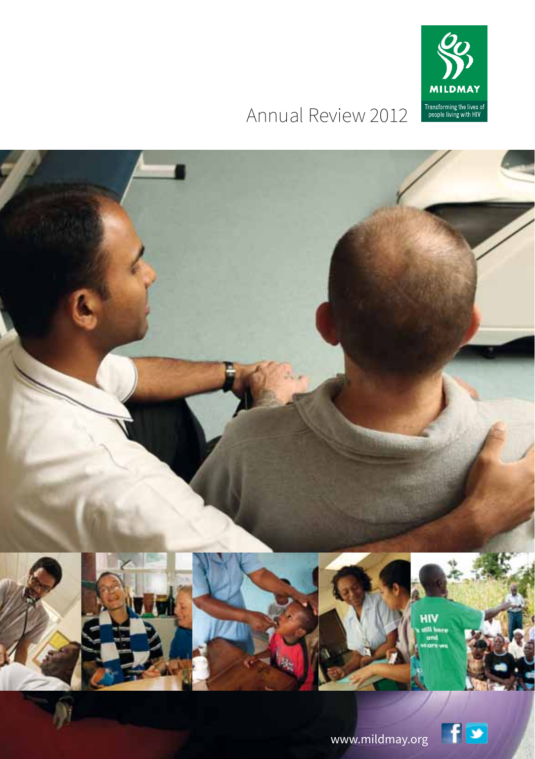MILDMAY

Transforming the lives of people living with HIV

# Annual Review 2012

www.mildmay.org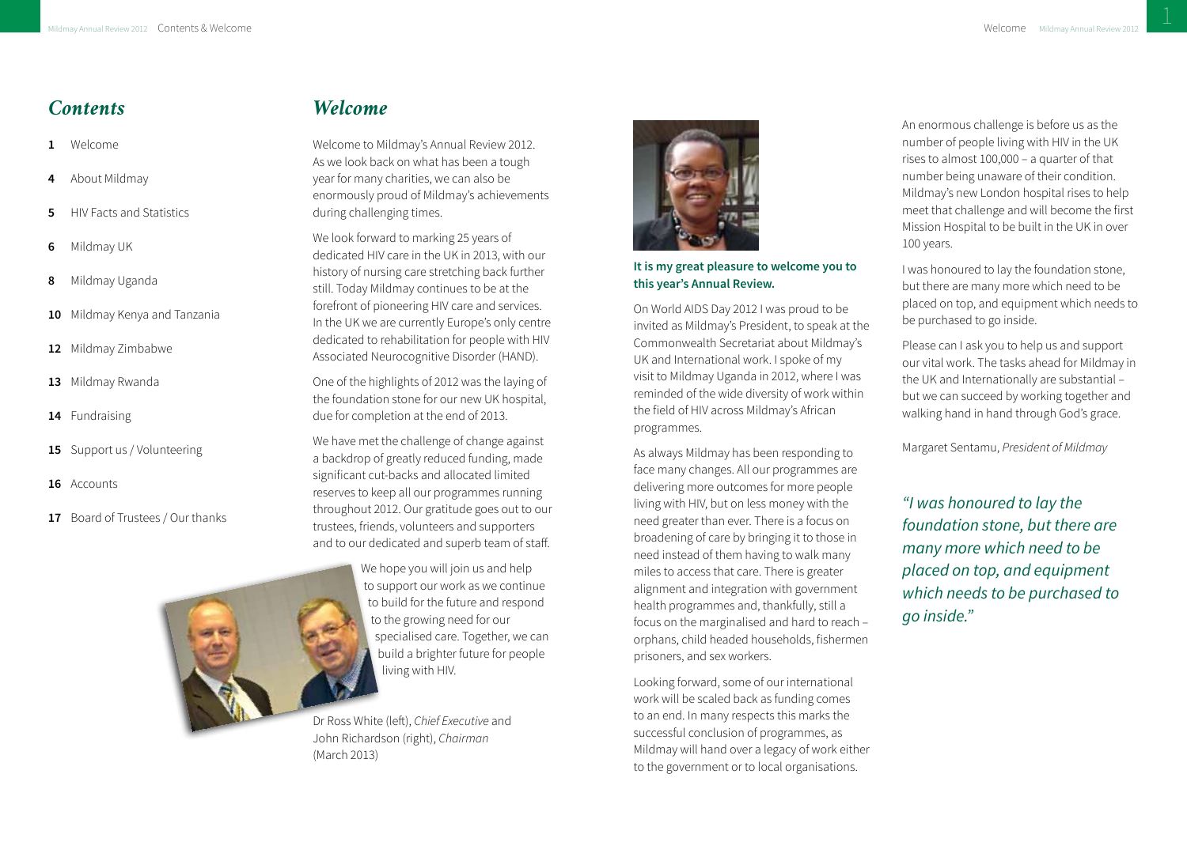## *Contents*

- **1** Welcome
- **4** About Mildmay
- **5** HIV Facts and Statistics
- **6** Mildmay UK
- **8** Mildmay Uganda
- **10** Mildmay Kenya and Tanzania
- **12** Mildmay Zimbabwe
- **13** Mildmay Rwanda
- **14** Fundraising
- **15** Support us / Volunteering
- **16** Accounts
- **17** Board of Trustees / Our thanks

## *Welcome*

Welcome to Mildmay's Annual Review 2012. As we look back on what has been a tough year for many charities, we can also be enormously proud of Mildmay's achievements during challenging times.

We look forward to marking 25 years of dedicated HIV care in the UK in 2013, with our history of nursing care stretching back further still. Today Mildmay continues to be at the forefront of pioneering HIV care and services. In the UK we are currently Europe's only centre dedicated to rehabilitation for people with HIV Associated Neurocognitive Disorder (HAND).

One of the highlights of 2012 was the laying of the foundation stone for our new UK hospital, due for completion at the end of 2013.

We have met the challenge of change against a backdrop of greatly reduced funding, made significant cut-backs and allocated limited reserves to keep all our programmes running throughout 2012. Our gratitude goes out to our trustees, friends, volunteers and supporters and to our dedicated and superb team of staff.

We hope you will join us and help to support our work as we continue to build for the future and respond to the growing need for our specialised care. Together, we can build a brighter future for people living with HIV.

Dr Ross White (left), *Chief Executive* and John Richardson (right), *Chairman* (March 2013)

**It is my great pleasure to welcome you to this year's Annual Review.**

On World AIDS Day 2012 I was proud to be invited as Mildmay's President, to speak at the Commonwealth Secretariat about Mildmay's UK and International work. I spoke of my visit to Mildmay Uganda in 2012, where I was reminded of the wide diversity of work within the field of HIV across Mildmay's African programmes.

As always Mildmay has been responding to face many changes. All our programmes are delivering more outcomes for more people living with HIV, but on less money with the need greater than ever. There is a focus on broadening of care by bringing it to those in need instead of them having to walk many miles to access that care. There is greater alignment and integration with government health programmes and, thankfully, still a focus on the marginalised and hard to reach – orphans, child headed households, fishermen prisoners, and sex workers.

Looking forward, some of our international work will be scaled back as funding comes to an end. In many respects this marks the successful conclusion of programmes, as Mildmay will hand over a legacy of work either to the government or to local organisations.

An enormous challenge is before us as the number of people living with HIV in the UK rises to almost 100,000 – a quarter of that number being unaware of their condition. Mildmay's new London hospital rises to help meet that challenge and will become the first Mission Hospital to be built in the UK in over 100 years.

I was honoured to lay the foundation stone, but there are many more which need to be placed on top, and equipment which needs to be purchased to go inside.

Please can I ask you to help us and support our vital work. The tasks ahead for Mildmay in the UK and Internationally are substantial – but we can succeed by working together and walking hand in hand through God's grace.

Margaret Sentamu, *President of Mildmay*

*"I was honoured to lay the foundation stone, but there are many more which need to be placed on top, and equipment which needs to be purchased to go inside."*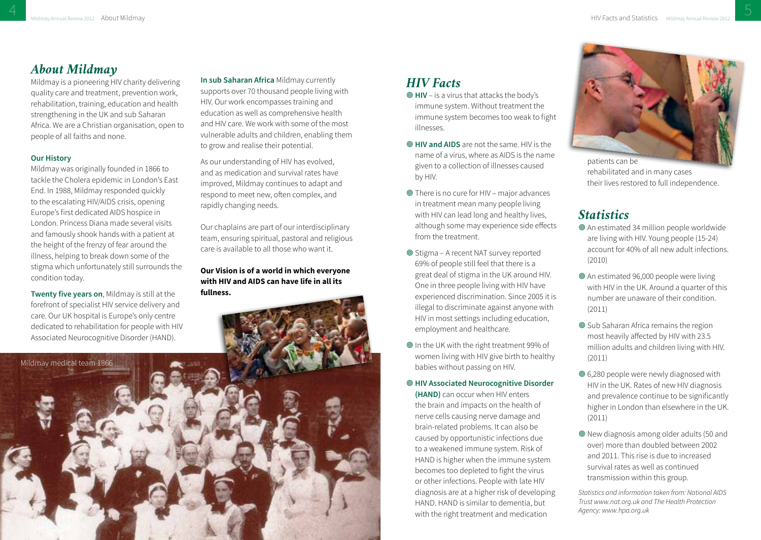## *About Mildmay*

Mildmay is a pioneering HIV charity delivering quality care and treatment, prevention work, rehabilitation, training, education and health strengthening in the UK and sub Saharan Africa. We are a Christian organisation, open to people of all faiths and none.

### Our History

Mildmay was originally founded in 1866 to tackle the Cholera epidemic in London's East End. In 1988, Mildmay responded quickly to the escalating HIV/AIDS crisis, opening Europe's first dedicated AIDS hospice in London. Princess Diana made several visits and famously shook hands with a patient at the height of the frenzy of fear around the illness, helping to break down some of the stigma which unfortunately still surrounds the condition today.

**Twenty five years on**, Mildmay is still at the forefront of specialist HIV service delivery and care. Our UK hospital is Europe's only centre dedicated to rehabilitation for people with HIV Associated Neurocognitive Disorder (HAND).

**In sub Saharan Africa** Mildmay currently supports over 70 thousand people living with HIV. Our work encompasses training and education as well as comprehensive health and HIV care. We work with some of the most vulnerable adults and children, enabling them to grow and realise their potential.

As our understanding of HIV has evolved, and as medication and survival rates have improved, Mildmay continues to adapt and respond to meet new, often complex, and rapidly changing needs.

Our chaplains are part of our interdisciplinary team, ensuring spiritual, pastoral and religious care is available to all those who want it.

**Our Vision is of a world in which everyone with HIV and AIDS can have life in all its fullness.**

Mildmay medical team 1866

## *HIV Facts*

- **HIV** – is a virus that attacks the body's immune system. Without treatment the immune system becomes too weak to fight illnesses.
- **HIV and AIDS** are not the same. HIV is the name of a virus, where as AIDS is the name given to a collection of illnesses caused by HIV.
- There is no cure for HIV – major advances in treatment mean many people living with HIV can lead long and healthy lives, although some may experience side effects from the treatment.
- Stigma – A recent NAT survey reported 69% of people still feel that there is a great deal of stigma in the UK around HIV. One in three people living with HIV have experienced discrimination. Since 2005 it is illegal to discriminate against anyone with HIV in most settings including education, employment and healthcare.
- In the UK with the right treatment 99% of women living with HIV give birth to healthy babies without passing on HIV.
- **HIV Associated Neurocognitive Disorder (HAND)** can occur when HIV enters the brain and impacts on the health of nerve cells causing nerve damage and brain-related problems. It can also be caused by opportunistic infections due to a weakened immune system. Risk of HAND is higher when the immune system becomes too depleted to fight the virus or other infections. People with late HIV diagnosis are at a higher risk of developing HAND. HAND is similar to dementia, but with the right treatment and medication patients can be rehabilitated and in many cases their lives restored to full independence.

## *Statistics*

- An estimated 34 million people worldwide are living with HIV. Young people (15-24) account for 40% of all new adult infections. (2010)
- An estimated 96,000 people were living with HIV in the UK. Around a quarter of this number are unaware of their condition. (2011)
- Sub Saharan Africa remains the region most heavily affected by HIV with 23.5 million adults and children living with HIV. (2011)
- 6,280 people were newly diagnosed with HIV in the UK. Rates of new HIV diagnosis and prevalence continue to be significantly higher in London than elsewhere in the UK. (2011)
- New diagnosis among older adults (50 and over) more than doubled between 2002 and 2011. This rise is due to increased survival rates as well as continued transmission within this group.

*Statistics and information taken from: National AIDS Trust www.nat.org.uk and The Health Protection Agency: www.hpa.org.uk*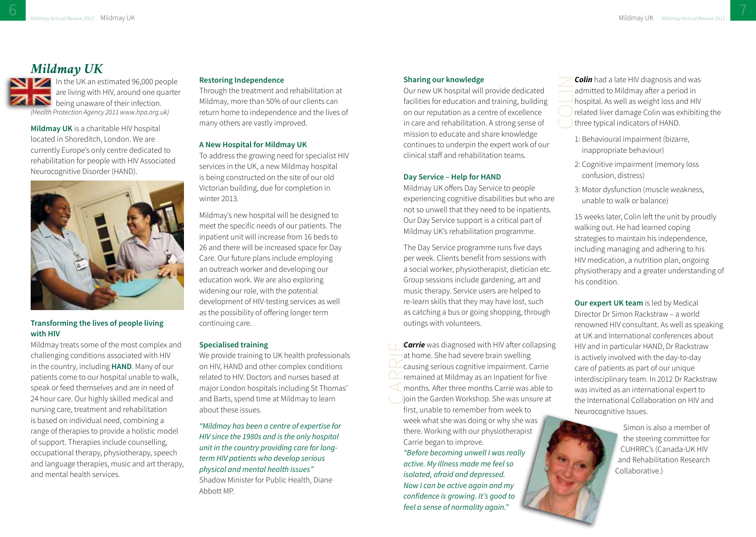# Mildmay UK

In the UK an estimated 96,000 people are living with HIV, around one quarter being unaware of their infection. *(Health Protection Agency 2011 www.hpa.org.uk)*

**Mildmay UK** is a charitable HIV hospital located in Shoreditch, London. We are currently Europe's only centre dedicated to rehabilitation for people with HIV Associated Neurocognitive Disorder (HAND).

### Transforming the lives of people living with HIV

Mildmay treats some of the most complex and challenging conditions associated with HIV in the country, including **HAND**. Many of our patients come to our hospital unable to walk, speak or feed themselves and are in need of 24 hour care. Our highly skilled medical and nursing care, treatment and rehabilitation is based on individual need, combining a range of therapies to provide a holistic model of support. Therapies include counselling, occupational therapy, physiotherapy, speech and language therapies, music and art therapy, and mental health services.

### Restoring Independence

Through the treatment and rehabilitation at Mildmay, more than 50% of our clients can return home to independence and the lives of many others are vastly improved.

### A New Hospital for Mildmay UK

To address the growing need for specialist HIV services in the UK, a new Mildmay hospital is being constructed on the site of our old Victorian building, due for completion in winter 2013.

Mildmay's new hospital will be designed to meet the specific needs of our patients. The inpatient unit will increase from 16 beds to 26 and there will be increased space for Day Care. Our future plans include employing an outreach worker and developing our education work. We are also exploring widening our role, with the potential development of HIV-testing services as well as the possibility of offering longer term continuing care.

### Specialised training

We provide training to UK health professionals on HIV, HAND and other complex conditions related to HIV. Doctors and nurses based at major London hospitals including St Thomas' and Barts, spend time at Mildmay to learn about these issues.

*"Mildmay has been a centre of expertise for HIV since the 1980s and is the only hospital unit in the country providing care for long-term HIV patients who develop serious physical and mental health issues"* Shadow Minister for Public Health, Diane Abbott MP.

### Sharing our knowledge

Our new UK hospital will provide dedicated facilities for education and training, building on our reputation as a centre of excellence in care and rehabilitation. A strong sense of mission to educate and share knowledge continues to underpin the expert work of our clinical staff and rehabilitation teams.

### Day Service – Help for HAND

Mildmay UK offers Day Service to people experiencing cognitive disabilities but who are not so unwell that they need to be inpatients. Our Day Service support is a critical part of Mildmay UK's rehabilitation programme.

The Day Service programme runs five days per week. Clients benefit from sessions with a social worker, physiotherapist, dietician etc. Group sessions include gardening, art and music therapy. Service users are helped to re-learn skills that they may have lost, such as catching a bus or going shopping, through outings with volunteers.

CARRIE

***Carrie*** was diagnosed with HIV after collapsing at home. She had severe brain swelling causing serious cognitive impairment. Carrie remained at Mildmay as an Inpatient for five months. After three months Carrie was able to join the Garden Workshop. She was unsure at first, unable to remember from week to week what she was doing or why she was there. Working with our physiotherapist Carrie began to improve.

*"Before becoming unwell I was really active. My illness made me feel so isolated, afraid and depressed. Now I can be active again and my confidence is growing. It's good to feel a sense of normality again."*

COLIN

***Colin*** had a late HIV diagnosis and was admitted to Mildmay after a period in hospital. As well as weight loss and HIV related liver damage Colin was exhibiting the three typical indicators of HAND.

1: Behavioural impairment (bizarre, inappropriate behaviour)

2: Cognitive impairment (memory loss confusion, distress)

3: Motor dysfunction (muscle weakness, unable to walk or balance)

15 weeks later, Colin left the unit by proudly walking out. He had learned coping strategies to maintain his independence, including managing and adhering to his HIV medication, a nutrition plan, ongoing physiotherapy and a greater understanding of his condition.

**Our expert UK team** is led by Medical Director Dr Simon Rackstraw – a world renowned HIV consultant. As well as speaking at UK and International conferences about HIV and in particular HAND, Dr Rackstraw is actively involved with the day-to-day care of patients as part of our unique interdisciplinary team. In 2012 Dr Rackstraw was invited as an international expert to the International Collaboration on HIV and Neurocognitive Issues.

Simon is also a member of the steering committee for CUHRRC's (Canada-UK HIV and Rehabilitation Research Collaborative.)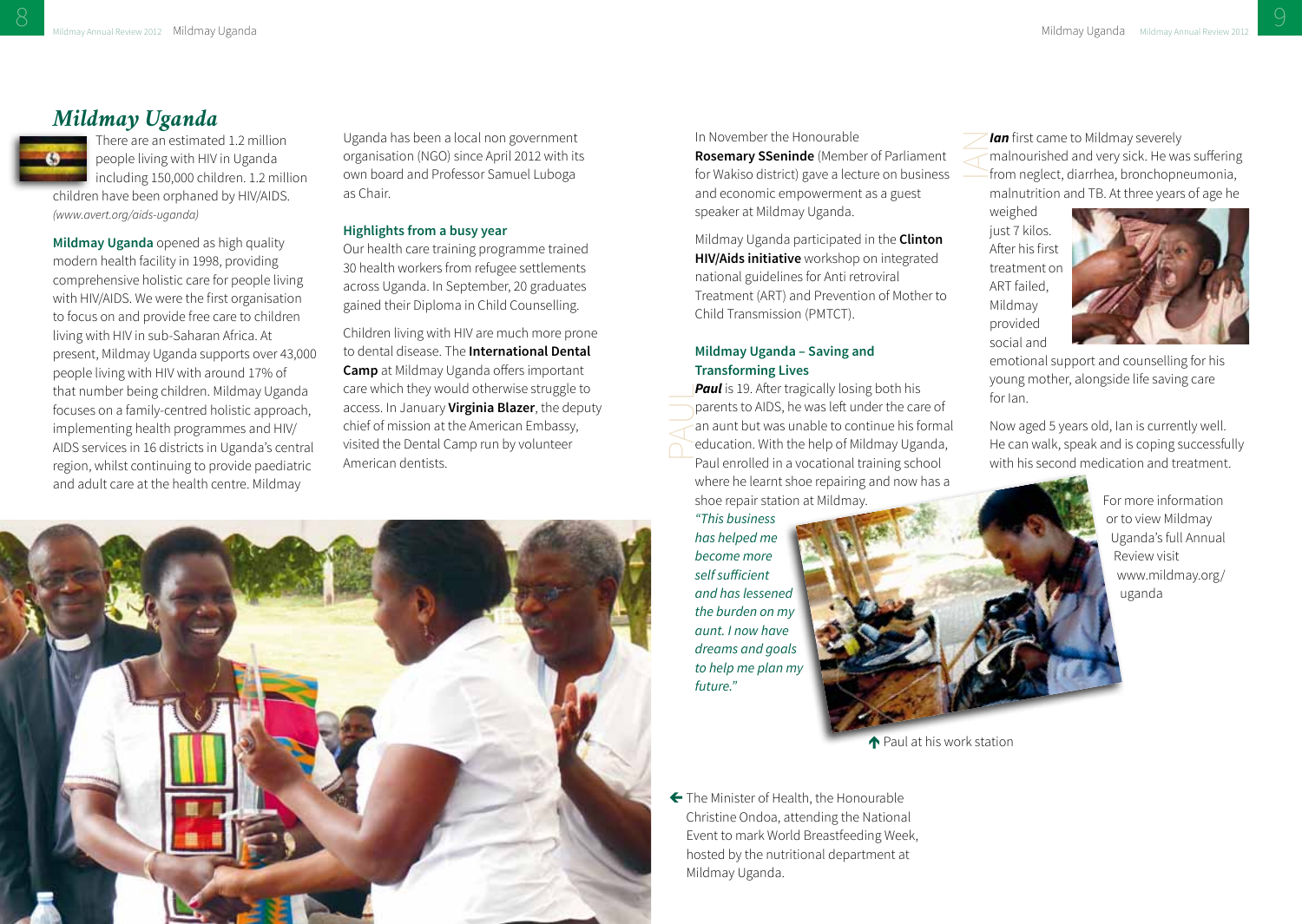# Mildmay Uganda

There are an estimated 1.2 million people living with HIV in Uganda including 150,000 children. 1.2 million children have been orphaned by HIV/AIDS. *(www.avert.org/aids-uganda)*

**Mildmay Uganda** opened as high quality modern health facility in 1998, providing comprehensive holistic care for people living with HIV/AIDS. We were the first organisation to focus on and provide free care to children living with HIV in sub-Saharan Africa. At present, Mildmay Uganda supports over 43,000 people living with HIV with around 17% of that number being children. Mildmay Uganda focuses on a family-centred holistic approach, implementing health programmes and HIV/AIDS services in 16 districts in Uganda's central region, whilst continuing to provide paediatric and adult care at the health centre. Mildmay Uganda has been a local non government organisation (NGO) since April 2012 with its own board and Professor Samuel Luboga as Chair.

### Highlights from a busy year

Our health care training programme trained 30 health workers from refugee settlements across Uganda. In September, 20 graduates gained their Diploma in Child Counselling.

Children living with HIV are much more prone to dental disease. The **International Dental Camp** at Mildmay Uganda offers important care which they would otherwise struggle to access. In January **Virginia Blazer**, the deputy chief of mission at the American Embassy, visited the Dental Camp run by volunteer American dentists.

In November the Honourable **Rosemary SSeninde** (Member of Parliament for Wakiso district) gave a lecture on business and economic empowerment as a guest speaker at Mildmay Uganda.

Mildmay Uganda participated in the **Clinton HIV/Aids initiative** workshop on integrated national guidelines for Anti retroviral Treatment (ART) and Prevention of Mother to Child Transmission (PMTCT).

### Mildmay Uganda – Saving and Transforming Lives

PAUL

***Paul*** is 19. After tragically losing both his parents to AIDS, he was left under the care of an aunt but was unable to continue his formal education. With the help of Mildmay Uganda, Paul enrolled in a vocational training school where he learnt shoe repairing and now has a shoe repair station at Mildmay.

*"This business has helped me become more self sufficient and has lessened the burden on my aunt. I now have dreams and goals to help me plan my future."*

Paul at his work station

IAN

***Ian*** first came to Mildmay severely malnourished and very sick. He was suffering from neglect, diarrhea, bronchopneumonia, malnutrition and TB. At three years of age he weighed just 7 kilos. After his first treatment on ART failed, Mildmay provided social and emotional support and counselling for his young mother, alongside life saving care for Ian.

Now aged 5 years old, Ian is currently well. He can walk, speak and is coping successfully with his second medication and treatment.

For more information or to view Mildmay Uganda's full Annual Review visit www.mildmay.org/uganda

The Minister of Health, the Honourable Christine Ondoa, attending the National Event to mark World Breastfeeding Week, hosted by the nutritional department at Mildmay Uganda.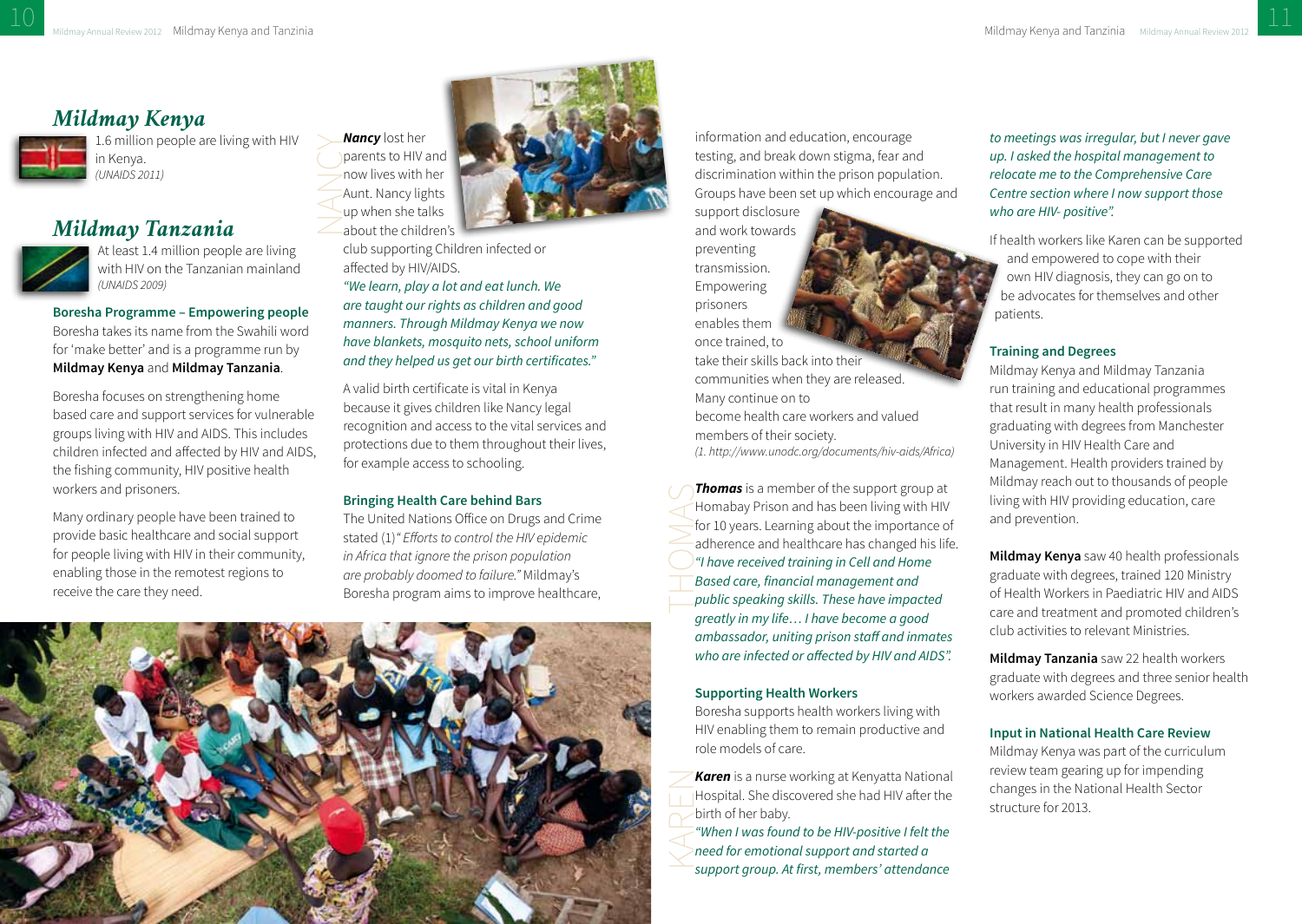## Mildmay Kenya

1.6 million people are living with HIV in Kenya.
*(UNAIDS 2011)*

## Mildmay Tanzania

At least 1.4 million people are living with HIV on the Tanzanian mainland
*(UNAIDS 2009)*

### Boresha Programme – Empowering people

Boresha takes its name from the Swahili word for 'make better' and is a programme run by **Mildmay Kenya** and **Mildmay Tanzania**.

Boresha focuses on strengthening home based care and support services for vulnerable groups living with HIV and AIDS. This includes children infected and affected by HIV and AIDS, the fishing community, HIV positive health workers and prisoners.

Many ordinary people have been trained to provide basic healthcare and social support for people living with HIV in their community, enabling those in the remotest regions to receive the care they need.

NANCY

***Nancy*** lost her parents to HIV and now lives with her Aunt. Nancy lights up when she talks about the children's club supporting Children infected or affected by HIV/AIDS.

*"We learn, play a lot and eat lunch. We are taught our rights as children and good manners. Through Mildmay Kenya we now have blankets, mosquito nets, school uniform and they helped us get our birth certificates."*

A valid birth certificate is vital in Kenya because it gives children like Nancy legal recognition and access to the vital services and protections due to them throughout their lives, for example access to schooling.

### Bringing Health Care behind Bars

The United Nations Office on Drugs and Crime stated (1) "*Efforts to control the HIV epidemic in Africa that ignore the prison population are probably doomed to failure.*" Mildmay's Boresha program aims to improve healthcare, information and education, encourage testing, and break down stigma, fear and discrimination within the prison population. Groups have been set up which encourage and support disclosure and work towards preventing transmission. Empowering prisoners enables them once trained, to take their skills back into their communities when they are released. Many continue on to become health care workers and valued members of their society.

*(1. http://www.unodc.org/documents/hiv-aids/Africa)*

THOMAS

***Thomas*** is a member of the support group at Homabay Prison and has been living with HIV for 10 years. Learning about the importance of adherence and healthcare has changed his life. *"I have received training in Cell and Home Based care, financial management and public speaking skills. These have impacted greatly in my life… I have become a good ambassador, uniting prison staff and inmates who are infected or affected by HIV and AIDS".*

### Supporting Health Workers

Boresha supports health workers living with HIV enabling them to remain productive and role models of care.

KAREN

***Karen*** is a nurse working at Kenyatta National Hospital. She discovered she had HIV after the birth of her baby.

*"When I was found to be HIV-positive I felt the need for emotional support and started a support group. At first, members' attendance to meetings was irregular, but I never gave up. I asked the hospital management to relocate me to the Comprehensive Care Centre section where I now support those who are HIV- positive".*

If health workers like Karen can be supported and empowered to cope with their own HIV diagnosis, they can go on to be advocates for themselves and other patients.

### Training and Degrees

Mildmay Kenya and Mildmay Tanzania run training and educational programmes that result in many health professionals graduating with degrees from Manchester University in HIV Health Care and Management. Health providers trained by Mildmay reach out to thousands of people living with HIV providing education, care and prevention.

**Mildmay Kenya** saw 40 health professionals graduate with degrees, trained 120 Ministry of Health Workers in Paediatric HIV and AIDS care and treatment and promoted children's club activities to relevant Ministries.

**Mildmay Tanzania** saw 22 health workers graduate with degrees and three senior health workers awarded Science Degrees.

### Input in National Health Care Review

Mildmay Kenya was part of the curriculum review team gearing up for impending changes in the National Health Sector structure for 2013.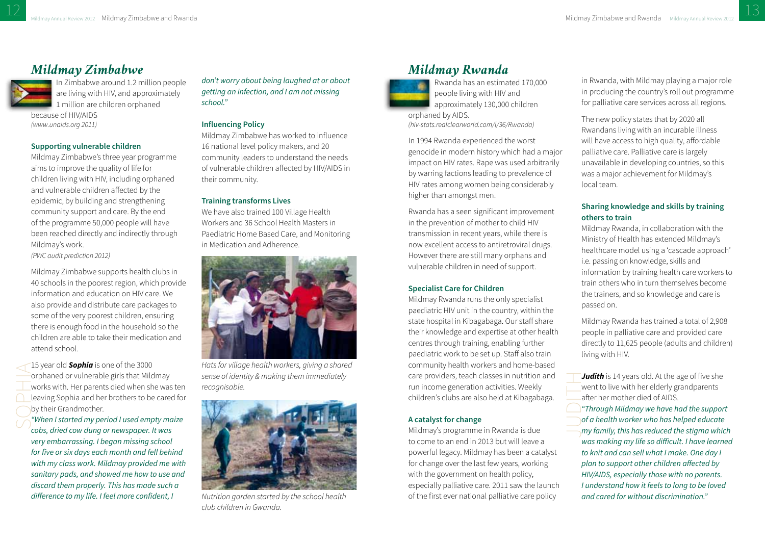# *Mildmay Zimbabwe*

In Zimbabwe around 1.2 million people are living with HIV, and approximately 1 million are children orphaned because of HIV/AIDS
*(www.unaids.org 2011)*

### Supporting vulnerable children

Mildmay Zimbabwe's three year programme aims to improve the quality of life for children living with HIV, including orphaned and vulnerable children affected by the epidemic, by building and strengthening community support and care. By the end of the programme 50,000 people will have been reached directly and indirectly through Mildmay's work.
*(PWC audit prediction 2012)*

Mildmay Zimbabwe supports health clubs in 40 schools in the poorest region, which provide information and education on HIV care. We also provide and distribute care packages to some of the very poorest children, ensuring there is enough food in the household so the children are able to take their medication and attend school.

SOPHIA

15 year old ***Sophia*** is one of the 3000 orphaned or vulnerable girls that Mildmay works with. Her parents died when she was ten leaving Sophia and her brothers to be cared for by their Grandmother.

*"When I started my period I used empty maize cobs, dried cow dung or newspaper. It was very embarrassing. I began missing school for five or six days each month and fell behind with my class work. Mildmay provided me with sanitary pads, and showed me how to use and discard them properly. This has made such a difference to my life. I feel more confident, I don't worry about being laughed at or about getting an infection, and I am not missing school."*

### Influencing Policy

Mildmay Zimbabwe has worked to influence 16 national level policy makers, and 20 community leaders to understand the needs of vulnerable children affected by HIV/AIDS in their community.

### Training transforms Lives

We have also trained 100 Village Health Workers and 36 School Health Masters in Paediatric Home Based Care, and Monitoring in Medication and Adherence.

*Hats for village health workers, giving a shared sense of identity & making them immediately recognisable.*

*Nutrition garden started by the school health club children in Gwanda.*

# *Mildmay Rwanda*

Rwanda has an estimated 170,000 people living with HIV and approximately 130,000 children orphaned by AIDS.
*(hiv-stats.realclearworld.com/l/36/Rwanda)*

In 1994 Rwanda experienced the worst genocide in modern history which had a major impact on HIV rates. Rape was used arbitrarily by warring factions leading to prevalence of HIV rates among women being considerably higher than amongst men.

Rwanda has a seen significant improvement in the prevention of mother to child HIV transmission in recent years, while there is now excellent access to antiretroviral drugs. However there are still many orphans and vulnerable children in need of support.

### Specialist Care for Children

Mildmay Rwanda runs the only specialist paediatric HIV unit in the country, within the state hospital in Kibagabaga. Our staff share their knowledge and expertise at other health centres through training, enabling further paediatric work to be set up. Staff also train community health workers and home-based care providers, teach classes in nutrition and run income generation activities. Weekly children's clubs are also held at Kibagabaga.

### A catalyst for change

Mildmay's programme in Rwanda is due to come to an end in 2013 but will leave a powerful legacy. Mildmay has been a catalyst for change over the last few years, working with the government on health policy, especially palliative care. 2011 saw the launch of the first ever national palliative care policy in Rwanda, with Mildmay playing a major role in producing the country's roll out programme for palliative care services across all regions.

The new policy states that by 2020 all Rwandans living with an incurable illness will have access to high quality, affordable palliative care. Palliative care is largely unavailable in developing countries, so this was a major achievement for Mildmay's local team.

### Sharing knowledge and skills by training others to train

Mildmay Rwanda, in collaboration with the Ministry of Health has extended Mildmay's healthcare model using a 'cascade approach' i.e. passing on knowledge, skills and information by training health care workers to train others who in turn themselves become the trainers, and so knowledge and care is passed on.

Mildmay Rwanda has trained a total of 2,908 people in palliative care and provided care directly to 11,625 people (adults and children) living with HIV.

JUDITH

***Judith*** is 14 years old. At the age of five she went to live with her elderly grandparents after her mother died of AIDS.

*"Through Mildmay we have had the support of a health worker who has helped educate my family, this has reduced the stigma which was making my life so difficult. I have learned to knit and can sell what I make. One day I plan to support other children affected by HIV/AIDS, especially those with no parents. I understand how it feels to long to be loved and cared for without discrimination."*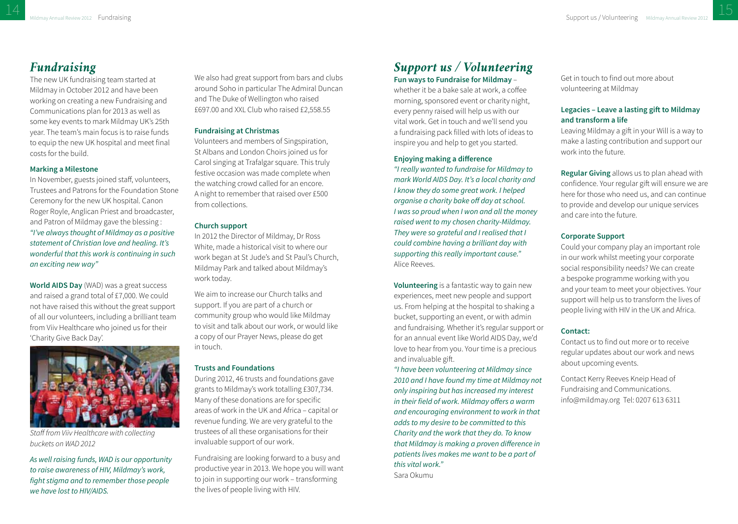# *Fundraising*

The new UK fundraising team started at Mildmay in October 2012 and have been working on creating a new Fundraising and Communications plan for 2013 as well as some key events to mark Mildmay UK's 25th year. The team's main focus is to raise funds to equip the new UK hospital and meet final costs for the build.

**Marking a Milestone**

In November, guests joined staff, volunteers, Trustees and Patrons for the Foundation Stone Ceremony for the new UK hospital. Canon Roger Royle, Anglican Priest and broadcaster, and Patron of Mildmay gave the blessing : *"I've always thought of Mildmay as a positive statement of Christian love and healing. It's wonderful that this work is continuing in such an exciting new way"*

**World AIDS Day** (WAD) was a great success and raised a grand total of £7,000. We could not have raised this without the great support of all our volunteers, including a brilliant team from Viiv Healthcare who joined us for their 'Charity Give Back Day'.

*Staff from Viiv Healthcare with collecting buckets on WAD 2012*

*As well raising funds, WAD is our opportunity to raise awareness of HIV, Mildmay's work, fight stigma and to remember those people we have lost to HIV/AIDS.*

We also had great support from bars and clubs around Soho in particular The Admiral Duncan and The Duke of Wellington who raised £697.00 and XXL Club who raised £2,558.55

**Fundraising at Christmas**

Volunteers and members of Singspiration, St Albans and London Choirs joined us for Carol singing at Trafalgar square. This truly festive occasion was made complete when the watching crowd called for an encore. A night to remember that raised over £500 from collections.

**Church support**

In 2012 the Director of Mildmay, Dr Ross White, made a historical visit to where our work began at St Jude's and St Paul's Church, Mildmay Park and talked about Mildmay's work today.

We aim to increase our Church talks and support. If you are part of a church or community group who would like Mildmay to visit and talk about our work, or would like a copy of our Prayer News, please do get in touch.

**Trusts and Foundations**

During 2012, 46 trusts and foundations gave grants to Mildmay's work totalling £307,734. Many of these donations are for specific areas of work in the UK and Africa – capital or revenue funding. We are very grateful to the trustees of all these organisations for their invaluable support of our work.

Fundraising are looking forward to a busy and productive year in 2013. We hope you will want to join in supporting our work – transforming the lives of people living with HIV.

# *Support us / Volunteering*

**Fun ways to Fundraise for Mildmay** – whether it be a bake sale at work, a coffee morning, sponsored event or charity night, every penny raised will help us with our vital work. Get in touch and we'll send you a fundraising pack filled with lots of ideas to inspire you and help to get you started.

**Enjoying making a difference**

*"I really wanted to fundraise for Mildmay to mark World AIDS Day. It's a local charity and I know they do some great work. I helped organise a charity bake off day at school. I was so proud when I won and all the money raised went to my chosen charity-Mildmay. They were so grateful and I realised that I could combine having a brilliant day with supporting this really important cause."*
Alice Reeves.

**Volunteering** is a fantastic way to gain new experiences, meet new people and support us. From helping at the hospital to shaking a bucket, supporting an event, or with admin and fundraising. Whether it's regular support or for an annual event like World AIDS Day, we'd love to hear from you. Your time is a precious and invaluable gift.

*"I have been volunteering at Mildmay since 2010 and I have found my time at Mildmay not only inspiring but has increased my interest in their field of work. Mildmay offers a warm and encouraging environment to work in that adds to my desire to be committed to this Charity and the work that they do. To know that Mildmay is making a proven difference in patients lives makes me want to be a part of this vital work."*
Sara Okumu

Get in touch to find out more about volunteering at Mildmay

**Legacies – Leave a lasting gift to Mildmay and transform a life**

Leaving Mildmay a gift in your Will is a way to make a lasting contribution and support our work into the future.

**Regular Giving** allows us to plan ahead with confidence. Your regular gift will ensure we are here for those who need us, and can continue to provide and develop our unique services and care into the future.

**Corporate Support**

Could your company play an important role in our work whilst meeting your corporate social responsibility needs? We can create a bespoke programme working with you and your team to meet your objectives. Your support will help us to transform the lives of people living with HIV in the UK and Africa.

**Contact:**

Contact us to find out more or to receive regular updates about our work and news about upcoming events.

Contact Kerry Reeves Kneip Head of Fundraising and Communications.
info@mildmay.org Tel: 0207 613 6311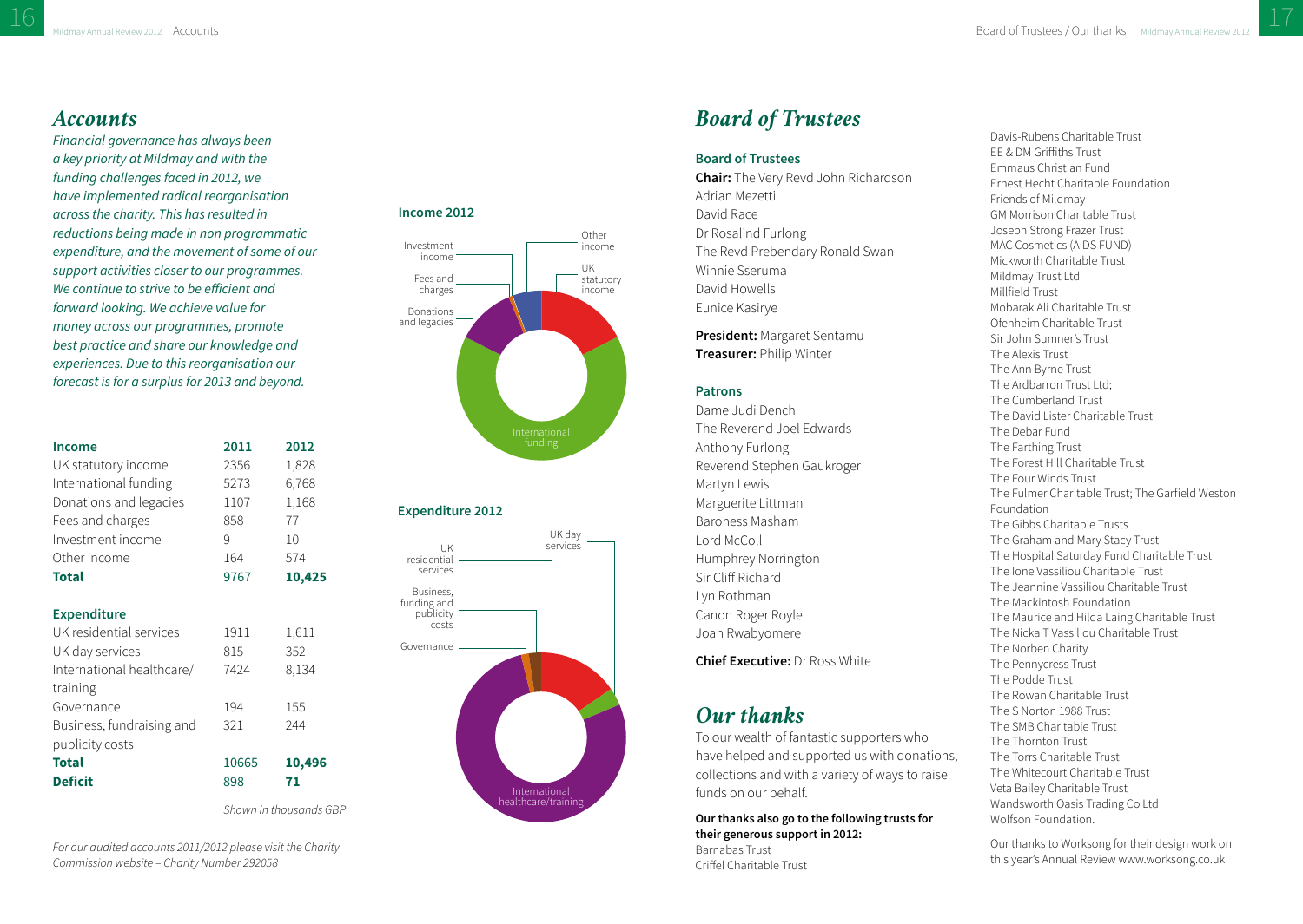## Accounts

*Financial governance has always been a key priority at Mildmay and with the funding challenges faced in 2012, we have implemented radical reorganisation across the charity. This has resulted in reductions being made in non programmatic expenditure, and the movement of some of our support activities closer to our programmes. We continue to strive to be efficient and forward looking. We achieve value for money across our programmes, promote best practice and share our knowledge and experiences. Due to this reorganisation our forecast is for a surplus for 2013 and beyond.*

| **Income** | **2011** | **2012** |
|---|---|---|
| UK statutory income | 2356 | 1,828 |
| International funding | 5273 | 6,768 |
| Donations and legacies | 1107 | 1,168 |
| Fees and charges | 858 | 77 |
| Investment income | 9 | 10 |
| Other income | 164 | 574 |
| **Total** | 9767 | **10,425** |
| **Expenditure** | | |
| UK residential services | 1911 | 1,611 |
| UK day services | 815 | 352 |
| International healthcare/training | 7424 | 8,134 |
| Governance | 194 | 155 |
| Business, fundraising and publicity costs | 321 | 244 |
| **Total** | 10665 | **10,496** |
| **Deficit** | 898 | **71** |

*Shown in thousands GBP*

**Income 2012**

Investment income, Fees and charges, Donations and legacies, Other income, UK statutory income, International funding

**Expenditure 2012**

UK residential services, Business, funding and publicity costs, Governance, UK day services, International healthcare/training

*For our audited accounts 2011/2012 please visit the Charity Commission website – Charity Number 292058*

## Board of Trustees

**Board of Trustees**

**Chair:** The Very Revd John Richardson
Adrian Mezetti
David Race
Dr Rosalind Furlong
The Revd Prebendary Ronald Swan
Winnie Sseruma
David Howells
Eunice Kasirye

**President:** Margaret Sentamu
**Treasurer:** Philip Winter

**Patrons**

Dame Judi Dench
The Reverend Joel Edwards
Anthony Furlong
Reverend Stephen Gaukroger
Martyn Lewis
Marguerite Littman
Baroness Masham
Lord McColl
Humphrey Norrington
Sir Cliff Richard
Lyn Rothman
Canon Roger Royle
Joan Rwabyomere

**Chief Executive:** Dr Ross White

## Our thanks

To our wealth of fantastic supporters who have helped and supported us with donations, collections and with a variety of ways to raise funds on our behalf.

**Our thanks also go to the following trusts for their generous support in 2012:**

Barnabas Trust
Criffel Charitable Trust
Davis-Rubens Charitable Trust
EE & DM Griffiths Trust
Emmaus Christian Fund
Ernest Hecht Charitable Foundation
Friends of Mildmay
GM Morrison Charitable Trust
Joseph Strong Frazer Trust
MAC Cosmetics (AIDS FUND)
Mickworth Charitable Trust
Mildmay Trust Ltd
Millfield Trust
Mobarak Ali Charitable Trust
Ofenheim Charitable Trust
Sir John Sumner's Trust
The Alexis Trust
The Ann Byrne Trust
The Ardbarron Trust Ltd;
The Cumberland Trust
The David Lister Charitable Trust
The Debar Fund
The Farthing Trust
The Forest Hill Charitable Trust
The Four Winds Trust
The Fulmer Charitable Trust; The Garfield Weston Foundation
The Gibbs Charitable Trusts
The Graham and Mary Stacy Trust
The Hospital Saturday Fund Charitable Trust
The Ione Vassiliou Charitable Trust
The Jeannine Vassiliou Charitable Trust
The Mackintosh Foundation
The Maurice and Hilda Laing Charitable Trust
The Nicka T Vassiliou Charitable Trust
The Norben Charity
The Pennycress Trust
The Podde Trust
The Rowan Charitable Trust
The S Norton 1988 Trust
The SMB Charitable Trust
The Thornton Trust
The Torrs Charitable Trust
The Whitecourt Charitable Trust
Veta Bailey Charitable Trust
Wandsworth Oasis Trading Co Ltd
Wolfson Foundation.

Our thanks to Worksong for their design work on this year's Annual Review www.worksong.co.uk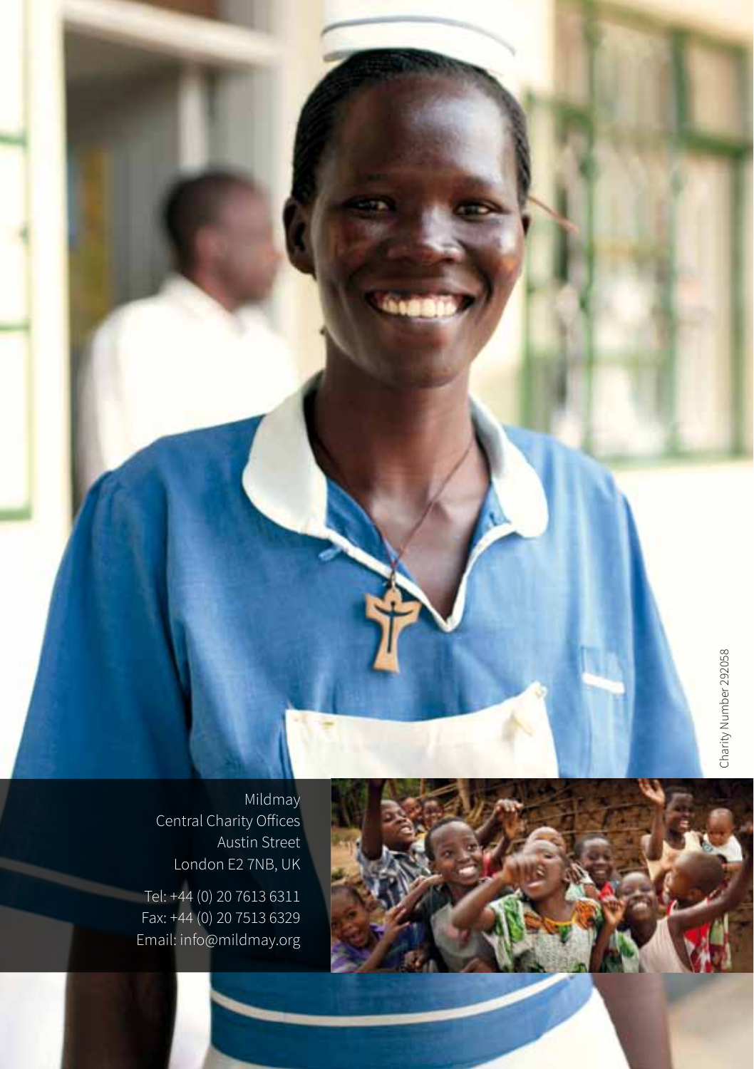Mildmay
Central Charity Offices
Austin Street
London E2 7NB, UK

Tel: +44 (0) 20 7613 6311
Fax: +44 (0) 20 7513 6329
Email: info@mildmay.org

Charity Number 292058